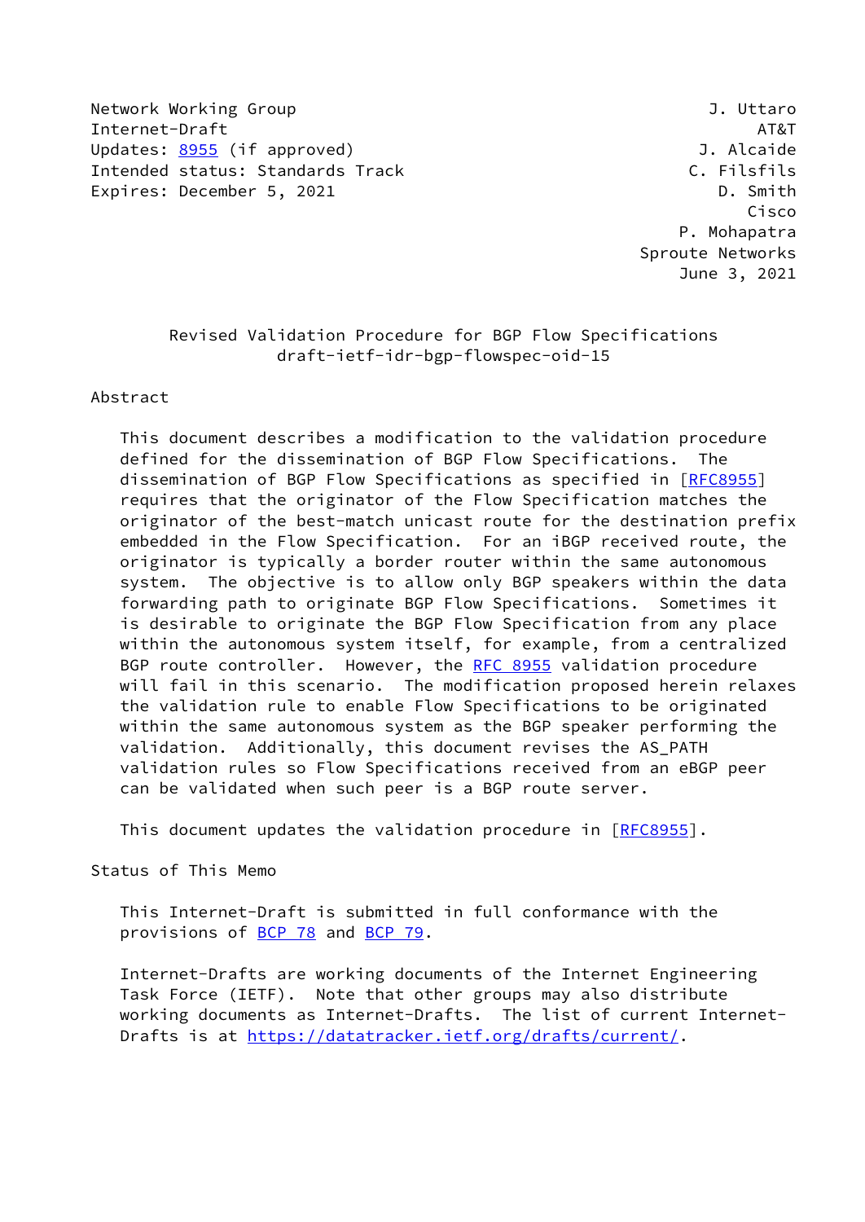Network Working Group J. Uttaro
Internet-Draft AT&T
Updates: 8955 (if approved) J. Alcaide
Intended status: Standards Track C. Filsfils
Expires: December 5, 2021 D. Smith
Cisco
P. Mohapatra
Sproute Networks
June 3, 2021

# Revised Validation Procedure for BGP Flow Specifications
draft-ietf-idr-bgp-flowspec-oid-15

## Abstract

This document describes a modification to the validation procedure defined for the dissemination of BGP Flow Specifications. The dissemination of BGP Flow Specifications as specified in [RFC8955] requires that the originator of the Flow Specification matches the originator of the best-match unicast route for the destination prefix embedded in the Flow Specification. For an iBGP received route, the originator is typically a border router within the same autonomous system. The objective is to allow only BGP speakers within the data forwarding path to originate BGP Flow Specifications. Sometimes it is desirable to originate the BGP Flow Specification from any place within the autonomous system itself, for example, from a centralized BGP route controller. However, the RFC 8955 validation procedure will fail in this scenario. The modification proposed herein relaxes the validation rule to enable Flow Specifications to be originated within the same autonomous system as the BGP speaker performing the validation. Additionally, this document revises the AS_PATH validation rules so Flow Specifications received from an eBGP peer can be validated when such peer is a BGP route server.

This document updates the validation procedure in [RFC8955].

## Status of This Memo

This Internet-Draft is submitted in full conformance with the provisions of BCP 78 and BCP 79.

Internet-Drafts are working documents of the Internet Engineering Task Force (IETF). Note that other groups may also distribute working documents as Internet-Drafts. The list of current Internet-Drafts is at https://datatracker.ietf.org/drafts/current/.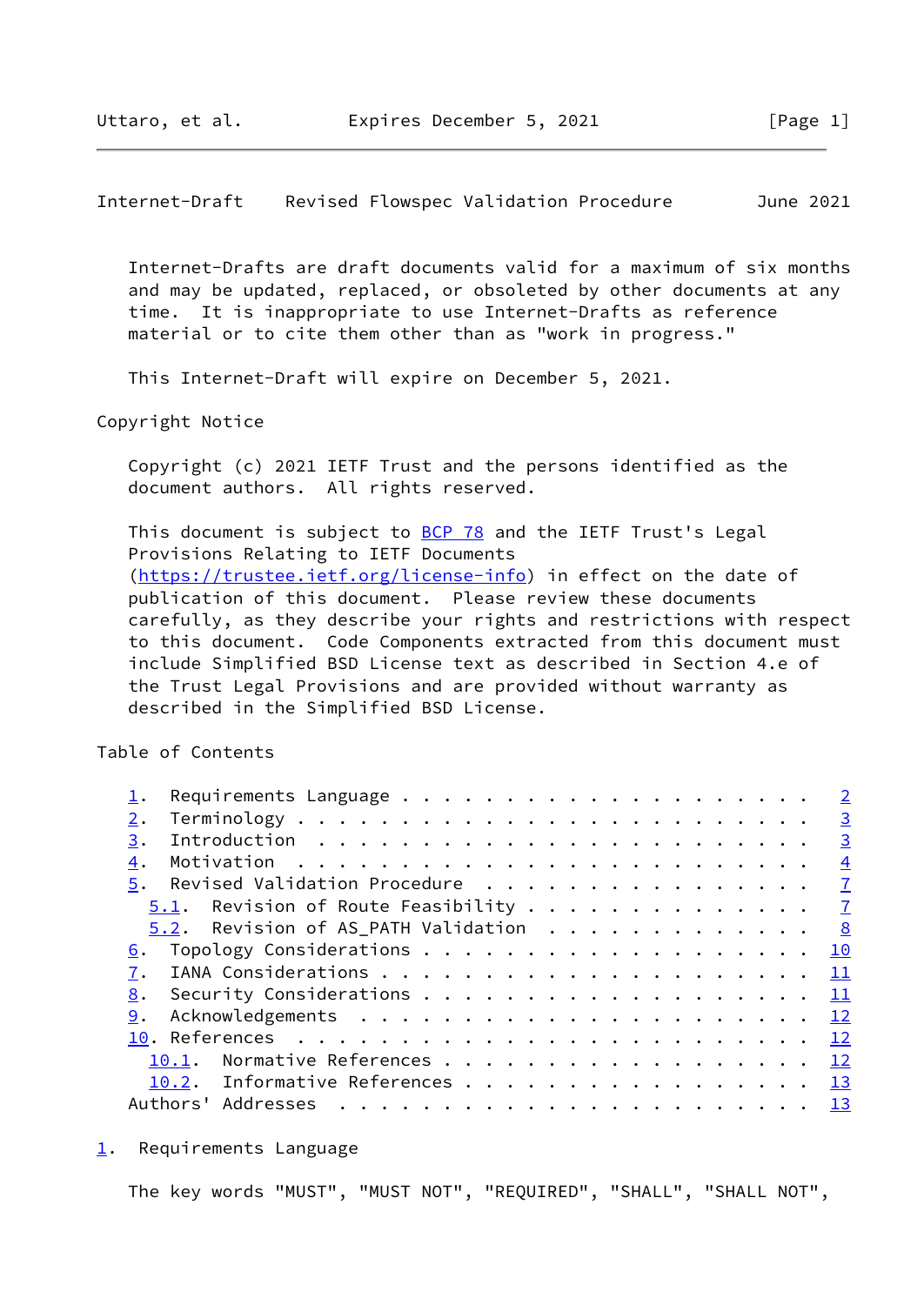Internet-Drafts are draft documents valid for a maximum of six months and may be updated, replaced, or obsoleted by other documents at any time. It is inappropriate to use Internet-Drafts as reference material or to cite them other than as "work in progress."

This Internet-Draft will expire on December 5, 2021.

Copyright Notice

Copyright (c) 2021 IETF Trust and the persons identified as the document authors. All rights reserved.

This document is subject to BCP 78 and the IETF Trust's Legal Provisions Relating to IETF Documents (https://trustee.ietf.org/license-info) in effect on the date of publication of this document. Please review these documents carefully, as they describe your rights and restrictions with respect to this document. Code Components extracted from this document must include Simplified BSD License text as described in Section 4.e of the Trust Legal Provisions and are provided without warranty as described in the Simplified BSD License.

Table of Contents

```
   1.  Requirements Language . . . . . . . . . . . . . . . . . . . .   2
   2.  Terminology . . . . . . . . . . . . . . . . . . . . . . . . .   3
   3.  Introduction  . . . . . . . . . . . . . . . . . . . . . . . .   3
   4.  Motivation  . . . . . . . . . . . . . . . . . . . . . . . . .   4
   5.  Revised Validation Procedure  . . . . . . . . . . . . . . . .   7
     5.1.  Revision of Route Feasibility . . . . . . . . . . . . . .   7
     5.2.  Revision of AS_PATH Validation  . . . . . . . . . . . . .   8
   6.  Topology Considerations . . . . . . . . . . . . . . . . . . .  10
   7.  IANA Considerations . . . . . . . . . . . . . . . . . . . . .  11
   8.  Security Considerations . . . . . . . . . . . . . . . . . . .  11
   9.  Acknowledgements  . . . . . . . . . . . . . . . . . . . . . .  12
   10. References  . . . . . . . . . . . . . . . . . . . . . . . . .  12
     10.1.  Normative References . . . . . . . . . . . . . . . . . .  12
     10.2.  Informative References . . . . . . . . . . . . . . . . .  13
   Authors' Addresses  . . . . . . . . . . . . . . . . . . . . . . .  13
```

## 1. Requirements Language

The key words "MUST", "MUST NOT", "REQUIRED", "SHALL", "SHALL NOT",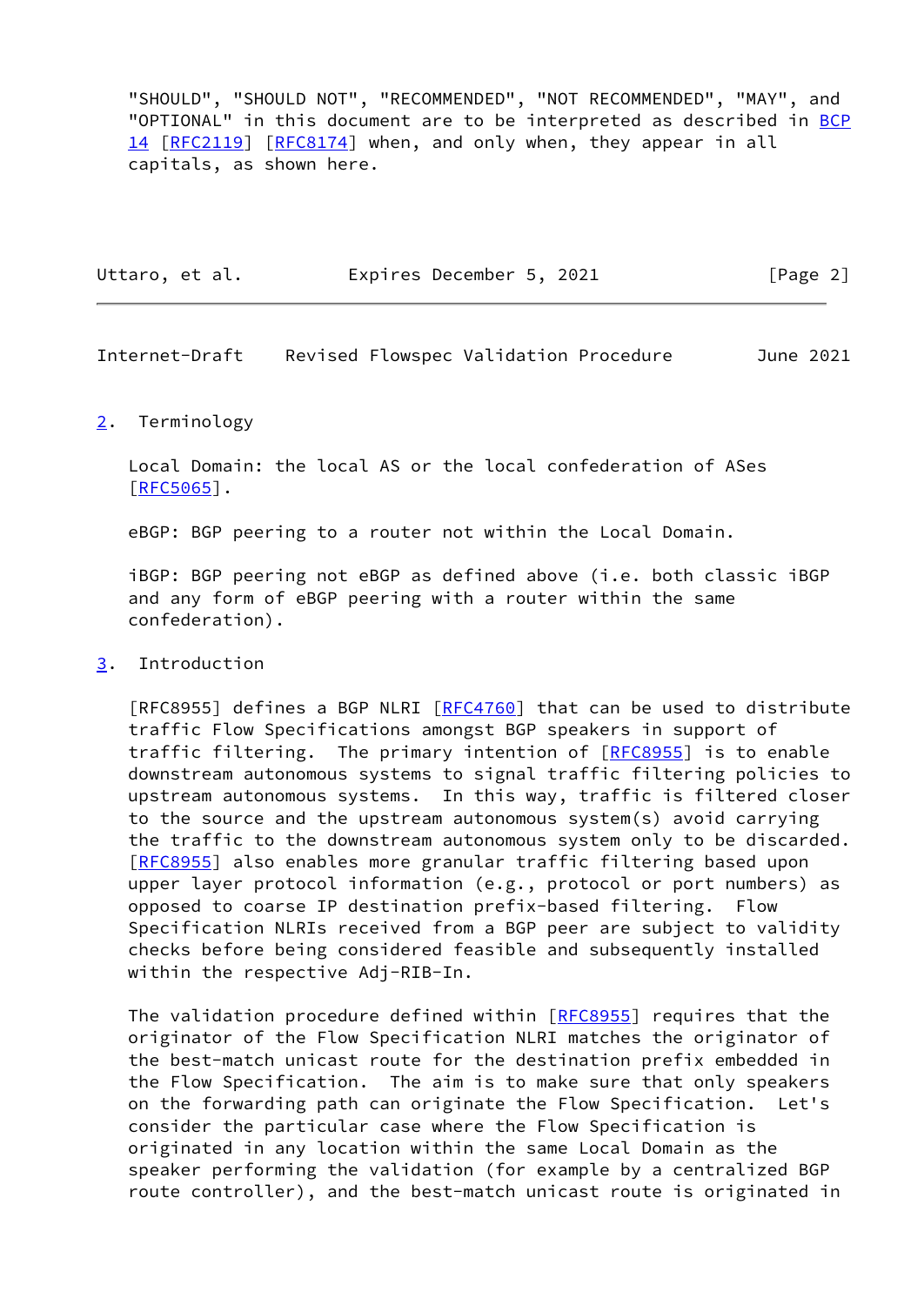"SHOULD", "SHOULD NOT", "RECOMMENDED", "NOT RECOMMENDED", "MAY", and "OPTIONAL" in this document are to be interpreted as described in BCP 14 [RFC2119] [RFC8174] when, and only when, they appear in all capitals, as shown here.

## 2. Terminology

Local Domain: the local AS or the local confederation of ASes [RFC5065].

eBGP: BGP peering to a router not within the Local Domain.

iBGP: BGP peering not eBGP as defined above (i.e. both classic iBGP and any form of eBGP peering with a router within the same confederation).

## 3. Introduction

[RFC8955] defines a BGP NLRI [RFC4760] that can be used to distribute traffic Flow Specifications amongst BGP speakers in support of traffic filtering. The primary intention of [RFC8955] is to enable downstream autonomous systems to signal traffic filtering policies to upstream autonomous systems. In this way, traffic is filtered closer to the source and the upstream autonomous system(s) avoid carrying the traffic to the downstream autonomous system only to be discarded. [RFC8955] also enables more granular traffic filtering based upon upper layer protocol information (e.g., protocol or port numbers) as opposed to coarse IP destination prefix-based filtering. Flow Specification NLRIs received from a BGP peer are subject to validity checks before being considered feasible and subsequently installed within the respective Adj-RIB-In.

The validation procedure defined within [RFC8955] requires that the originator of the Flow Specification NLRI matches the originator of the best-match unicast route for the destination prefix embedded in the Flow Specification. The aim is to make sure that only speakers on the forwarding path can originate the Flow Specification. Let's consider the particular case where the Flow Specification is originated in any location within the same Local Domain as the speaker performing the validation (for example by a centralized BGP route controller), and the best-match unicast route is originated in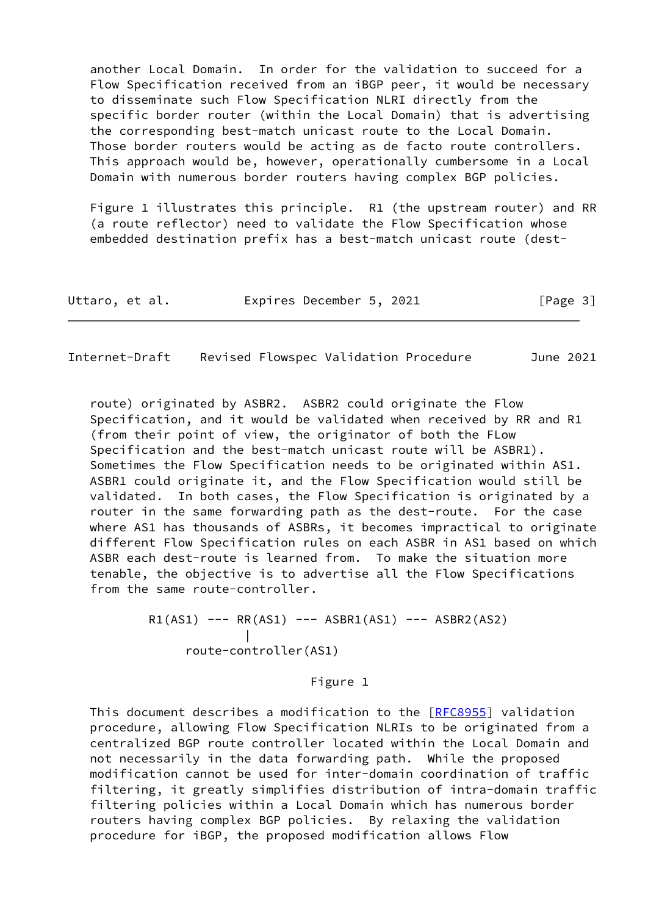another Local Domain. In order for the validation to succeed for a Flow Specification received from an iBGP peer, it would be necessary to disseminate such Flow Specification NLRI directly from the specific border router (within the Local Domain) that is advertising the corresponding best-match unicast route to the Local Domain. Those border routers would be acting as de facto route controllers. This approach would be, however, operationally cumbersome in a Local Domain with numerous border routers having complex BGP policies.

Figure 1 illustrates this principle. R1 (the upstream router) and RR (a route reflector) need to validate the Flow Specification whose embedded destination prefix has a best-match unicast route (dest-route) originated by ASBR2. ASBR2 could originate the Flow Specification, and it would be validated when received by RR and R1 (from their point of view, the originator of both the FLow Specification and the best-match unicast route will be ASBR1). Sometimes the Flow Specification needs to be originated within AS1. ASBR1 could originate it, and the Flow Specification would still be validated. In both cases, the Flow Specification is originated by a router in the same forwarding path as the dest-route. For the case where AS1 has thousands of ASBRs, it becomes impractical to originate different Flow Specification rules on each ASBR in AS1 based on which ASBR each dest-route is learned from. To make the situation more tenable, the objective is to advertise all the Flow Specifications from the same route-controller.

```
        R1(AS1) --- RR(AS1) --- ASBR1(AS1) --- ASBR2(AS2)
                      |
             route-controller(AS1)
```

Figure 1

This document describes a modification to the [RFC8955] validation procedure, allowing Flow Specification NLRIs to be originated from a centralized BGP route controller located within the Local Domain and not necessarily in the data forwarding path. While the proposed modification cannot be used for inter-domain coordination of traffic filtering, it greatly simplifies distribution of intra-domain traffic filtering policies within a Local Domain which has numerous border routers having complex BGP policies. By relaxing the validation procedure for iBGP, the proposed modification allows Flow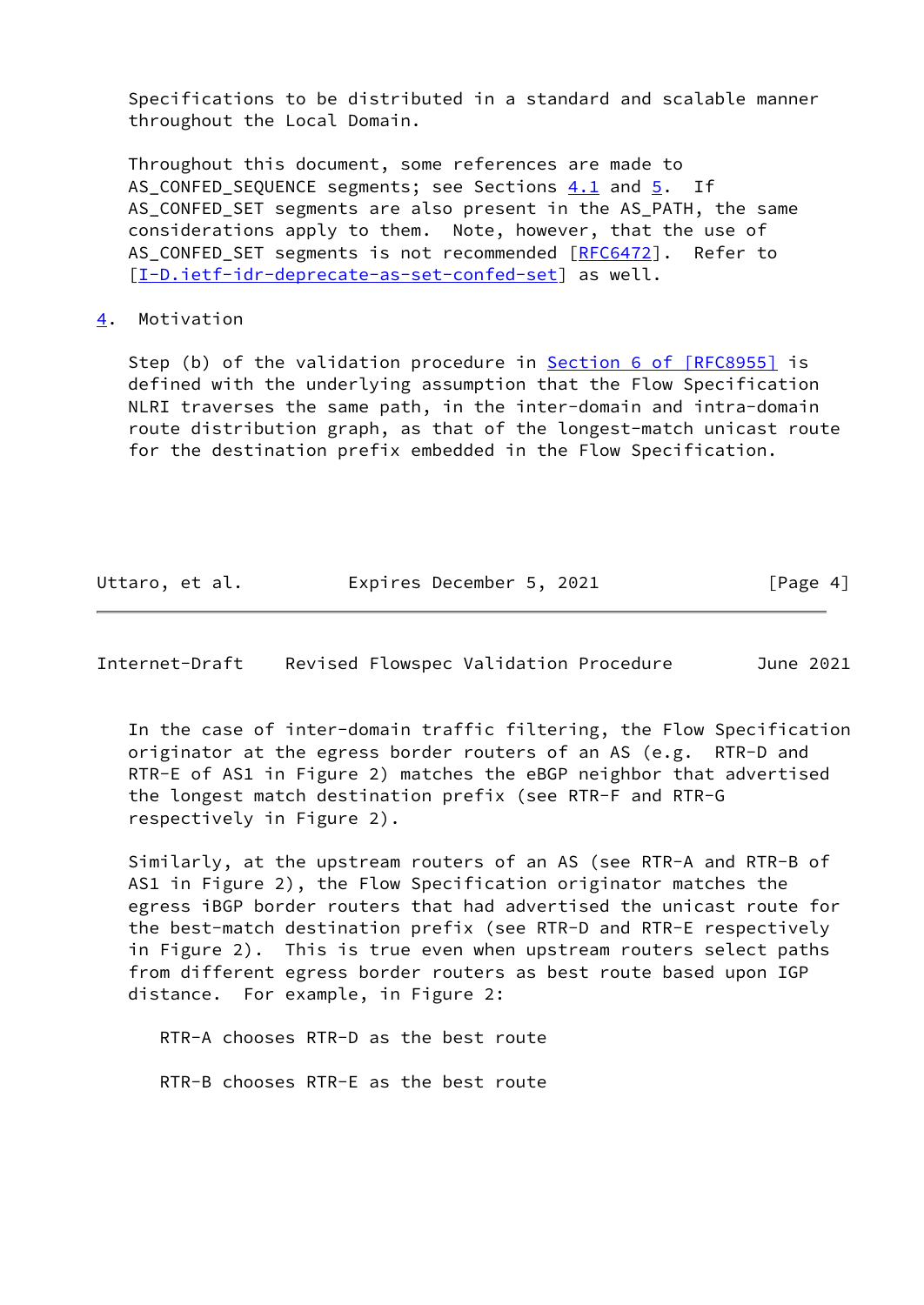Specifications to be distributed in a standard and scalable manner throughout the Local Domain.

Throughout this document, some references are made to AS_CONFED_SEQUENCE segments; see Sections 4.1 and 5. If AS_CONFED_SET segments are also present in the AS_PATH, the same considerations apply to them. Note, however, that the use of AS_CONFED_SET segments is not recommended [RFC6472]. Refer to [I-D.ietf-idr-deprecate-as-set-confed-set] as well.

## 4. Motivation

Step (b) of the validation procedure in Section 6 of [RFC8955] is defined with the underlying assumption that the Flow Specification NLRI traverses the same path, in the inter-domain and intra-domain route distribution graph, as that of the longest-match unicast route for the destination prefix embedded in the Flow Specification.

In the case of inter-domain traffic filtering, the Flow Specification originator at the egress border routers of an AS (e.g. RTR-D and RTR-E of AS1 in Figure 2) matches the eBGP neighbor that advertised the longest match destination prefix (see RTR-F and RTR-G respectively in Figure 2).

Similarly, at the upstream routers of an AS (see RTR-A and RTR-B of AS1 in Figure 2), the Flow Specification originator matches the egress iBGP border routers that had advertised the unicast route for the best-match destination prefix (see RTR-D and RTR-E respectively in Figure 2). This is true even when upstream routers select paths from different egress border routers as best route based upon IGP distance. For example, in Figure 2:

RTR-A chooses RTR-D as the best route

RTR-B chooses RTR-E as the best route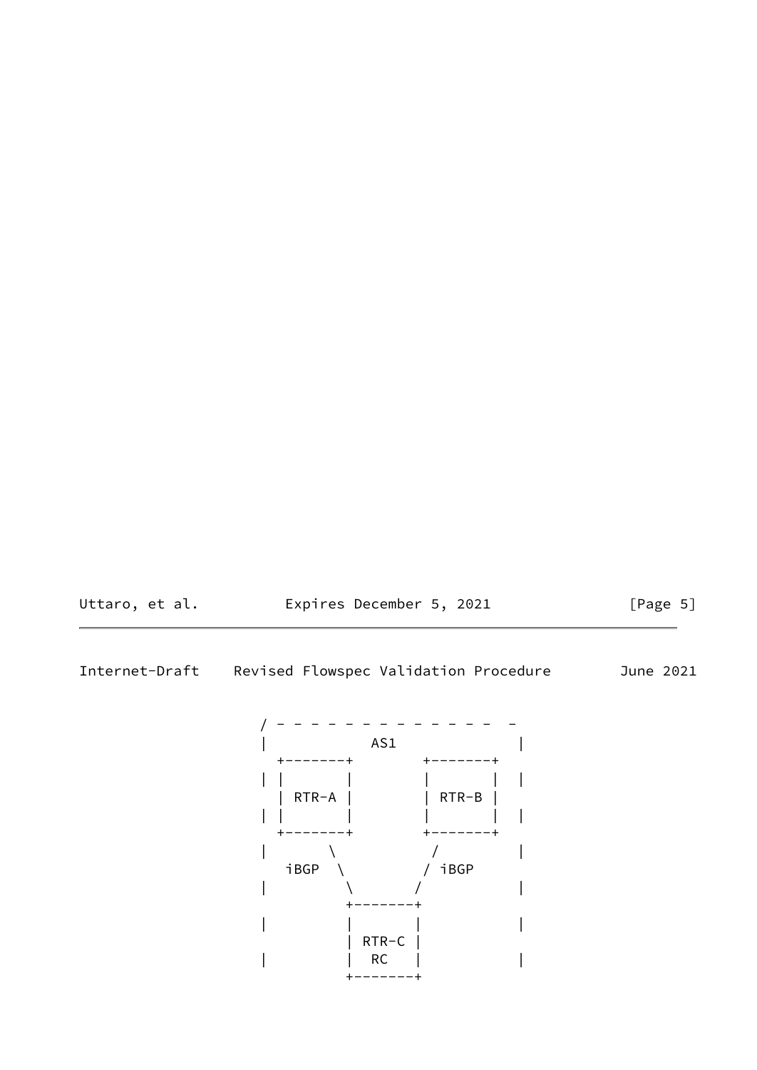```
                / - - - - - - - - - - - - - -  -
                |            AS1               |
                  +-------+        +-------+
                | |       |        |       |  |
                  | RTR-A |        | RTR-B |
                | |       |        |       |  |
                  +-------+        +-------+
                |       \           /          |
                  iBGP  \         / iBGP
                |         \       /            |
                          +-------+
                |         |       |            |
                          | RTR-C |
                |         |  RC   |            |
                          +-------+
```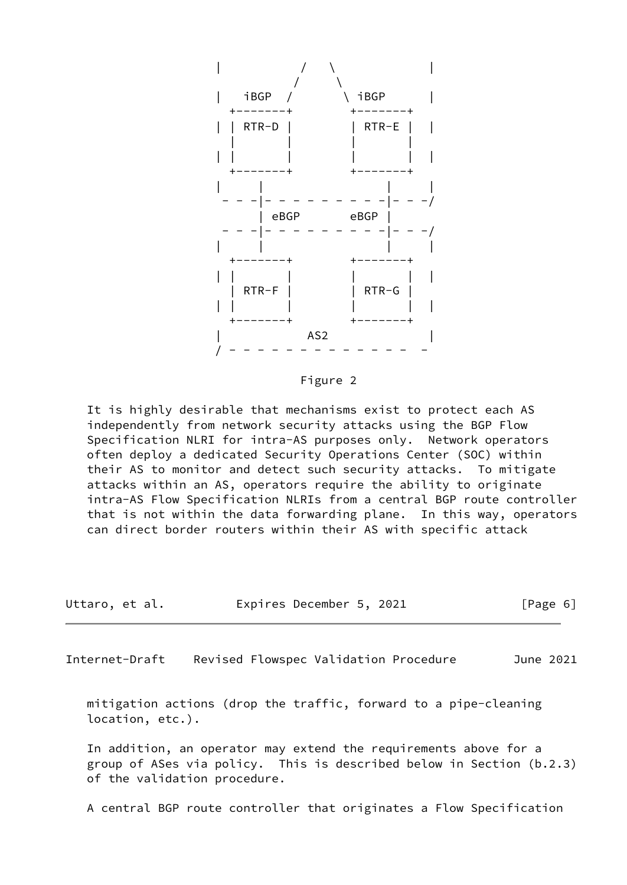```
   |            /   \              |
              /       \
   |   iBGP  /         \ iBGP      |
     +-------+        +-------+
   | | RTR-D |        | RTR-E |  |
     |       |        |       |
   | |       |        |       |  |
     +-------+        +-------+
   |     |                  |     |
    - - -|- - - - - - - - - -|- - -/
         | eBGP       eBGP |
    - - -|- - - - - - - - - -|- - -/
   |     |                  |     |
     +-------+        +-------+
   | |       |        |       |  |
     | RTR-F |        | RTR-G |
   | |       |        |       |  |
     +-------+        +-------+
   |            AS2               |
   / - - - - - - - - - - - - -  -
```

Figure 2

It is highly desirable that mechanisms exist to protect each AS independently from network security attacks using the BGP Flow Specification NLRI for intra-AS purposes only. Network operators often deploy a dedicated Security Operations Center (SOC) within their AS to monitor and detect such security attacks. To mitigate attacks within an AS, operators require the ability to originate intra-AS Flow Specification NLRIs from a central BGP route controller that is not within the data forwarding plane. In this way, operators can direct border routers within their AS with specific attack mitigation actions (drop the traffic, forward to a pipe-cleaning location, etc.).

In addition, an operator may extend the requirements above for a group of ASes via policy. This is described below in Section (b.2.3) of the validation procedure.

A central BGP route controller that originates a Flow Specification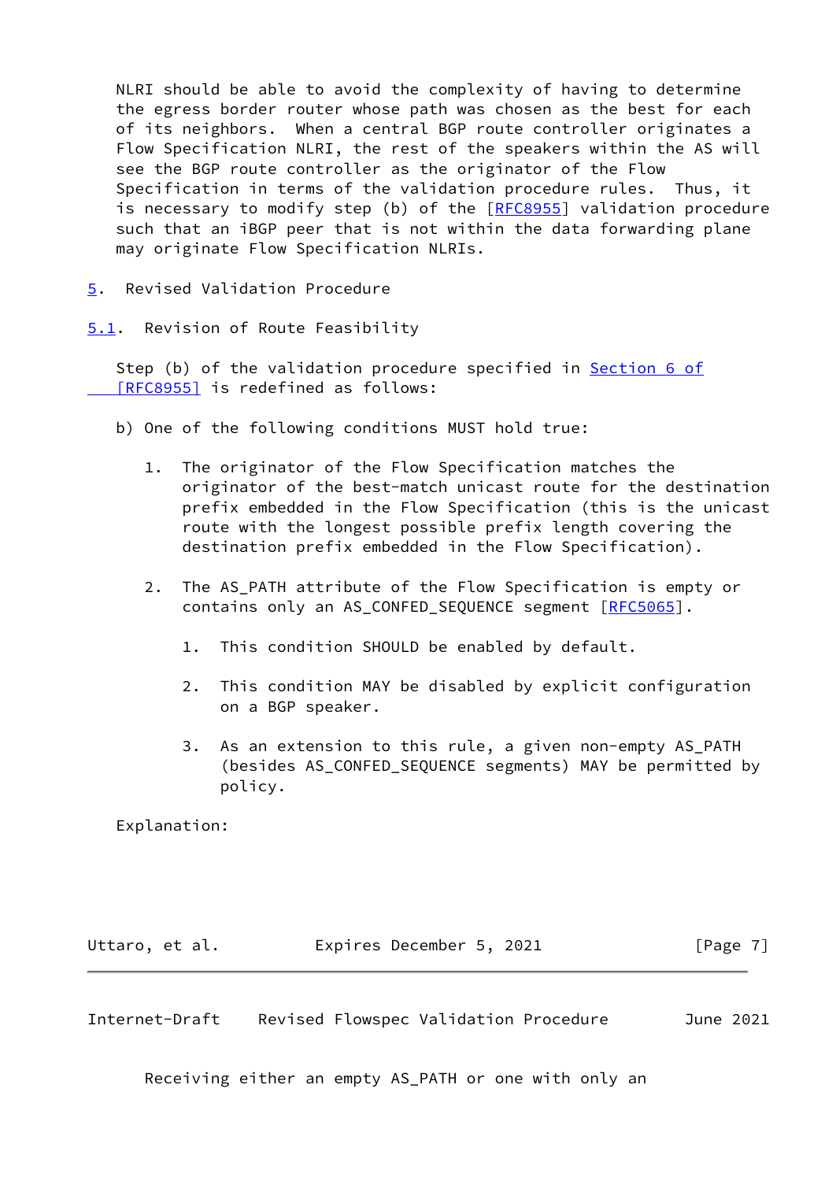NLRI should be able to avoid the complexity of having to determine the egress border router whose path was chosen as the best for each of its neighbors. When a central BGP route controller originates a Flow Specification NLRI, the rest of the speakers within the AS will see the BGP route controller as the originator of the Flow Specification in terms of the validation procedure rules. Thus, it is necessary to modify step (b) of the [RFC8955] validation procedure such that an iBGP peer that is not within the data forwarding plane may originate Flow Specification NLRIs.

## 5. Revised Validation Procedure

### 5.1. Revision of Route Feasibility

Step (b) of the validation procedure specified in Section 6 of [RFC8955] is redefined as follows:

b) One of the following conditions MUST hold true:

1. The originator of the Flow Specification matches the originator of the best-match unicast route for the destination prefix embedded in the Flow Specification (this is the unicast route with the longest possible prefix length covering the destination prefix embedded in the Flow Specification).

2. The AS_PATH attribute of the Flow Specification is empty or contains only an AS_CONFED_SEQUENCE segment [RFC5065].

    1. This condition SHOULD be enabled by default.

    2. This condition MAY be disabled by explicit configuration on a BGP speaker.

    3. As an extension to this rule, a given non-empty AS_PATH (besides AS_CONFED_SEQUENCE segments) MAY be permitted by policy.

Explanation:

Receiving either an empty AS_PATH or one with only an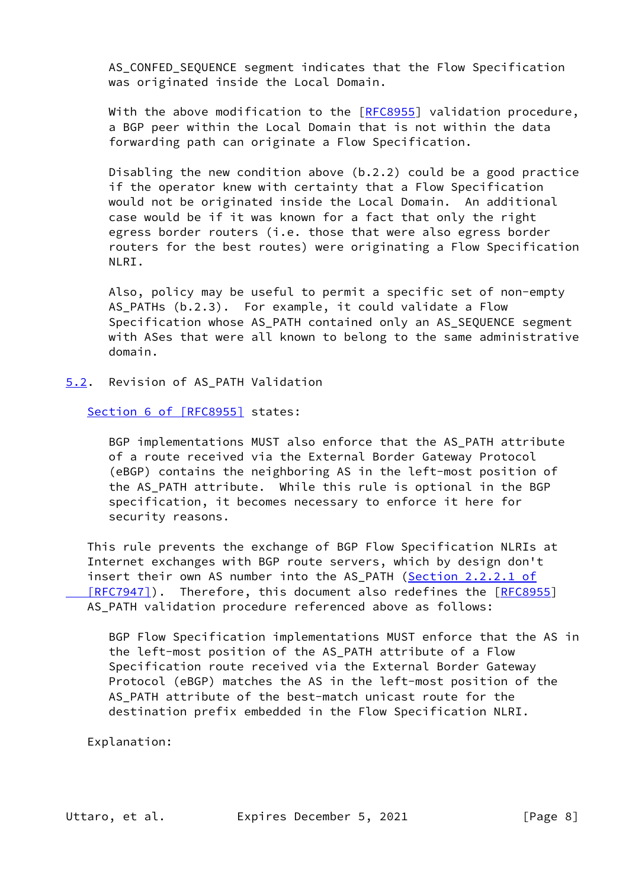AS_CONFED_SEQUENCE segment indicates that the Flow Specification was originated inside the Local Domain.

With the above modification to the [RFC8955] validation procedure, a BGP peer within the Local Domain that is not within the data forwarding path can originate a Flow Specification.

Disabling the new condition above (b.2.2) could be a good practice if the operator knew with certainty that a Flow Specification would not be originated inside the Local Domain. An additional case would be if it was known for a fact that only the right egress border routers (i.e. those that were also egress border routers for the best routes) were originating a Flow Specification NLRI.

Also, policy may be useful to permit a specific set of non-empty AS_PATHs (b.2.3). For example, it could validate a Flow Specification whose AS_PATH contained only an AS_SEQUENCE segment with ASes that were all known to belong to the same administrative domain.

## 5.2. Revision of AS_PATH Validation

Section 6 of [RFC8955] states:

> BGP implementations MUST also enforce that the AS_PATH attribute of a route received via the External Border Gateway Protocol (eBGP) contains the neighboring AS in the left-most position of the AS_PATH attribute. While this rule is optional in the BGP specification, it becomes necessary to enforce it here for security reasons.

This rule prevents the exchange of BGP Flow Specification NLRIs at Internet exchanges with BGP route servers, which by design don't insert their own AS number into the AS_PATH (Section 2.2.2.1 of [RFC7947]). Therefore, this document also redefines the [RFC8955] AS_PATH validation procedure referenced above as follows:

> BGP Flow Specification implementations MUST enforce that the AS in the left-most position of the AS_PATH attribute of a Flow Specification route received via the External Border Gateway Protocol (eBGP) matches the AS in the left-most position of the AS_PATH attribute of the best-match unicast route for the destination prefix embedded in the Flow Specification NLRI.

Explanation: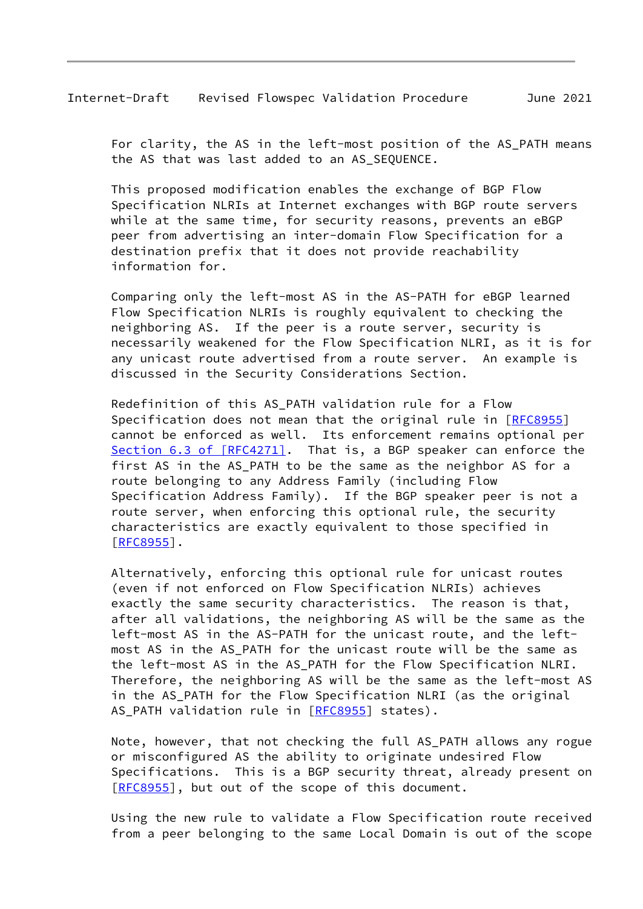For clarity, the AS in the left-most position of the AS_PATH means the AS that was last added to an AS_SEQUENCE.

This proposed modification enables the exchange of BGP Flow Specification NLRIs at Internet exchanges with BGP route servers while at the same time, for security reasons, prevents an eBGP peer from advertising an inter-domain Flow Specification for a destination prefix that it does not provide reachability information for.

Comparing only the left-most AS in the AS-PATH for eBGP learned Flow Specification NLRIs is roughly equivalent to checking the neighboring AS. If the peer is a route server, security is necessarily weakened for the Flow Specification NLRI, as it is for any unicast route advertised from a route server. An example is discussed in the Security Considerations Section.

Redefinition of this AS_PATH validation rule for a Flow Specification does not mean that the original rule in [RFC8955] cannot be enforced as well. Its enforcement remains optional per Section 6.3 of [RFC4271]. That is, a BGP speaker can enforce the first AS in the AS_PATH to be the same as the neighbor AS for a route belonging to any Address Family (including Flow Specification Address Family). If the BGP speaker peer is not a route server, when enforcing this optional rule, the security characteristics are exactly equivalent to those specified in [RFC8955].

Alternatively, enforcing this optional rule for unicast routes (even if not enforced on Flow Specification NLRIs) achieves exactly the same security characteristics. The reason is that, after all validations, the neighboring AS will be the same as the left-most AS in the AS-PATH for the unicast route, and the left-most AS in the AS_PATH for the unicast route will be the same as the left-most AS in the AS_PATH for the Flow Specification NLRI. Therefore, the neighboring AS will be the same as the left-most AS in the AS_PATH for the Flow Specification NLRI (as the original AS_PATH validation rule in [RFC8955] states).

Note, however, that not checking the full AS_PATH allows any rogue or misconfigured AS the ability to originate undesired Flow Specifications. This is a BGP security threat, already present on [RFC8955], but out of the scope of this document.

Using the new rule to validate a Flow Specification route received from a peer belonging to the same Local Domain is out of the scope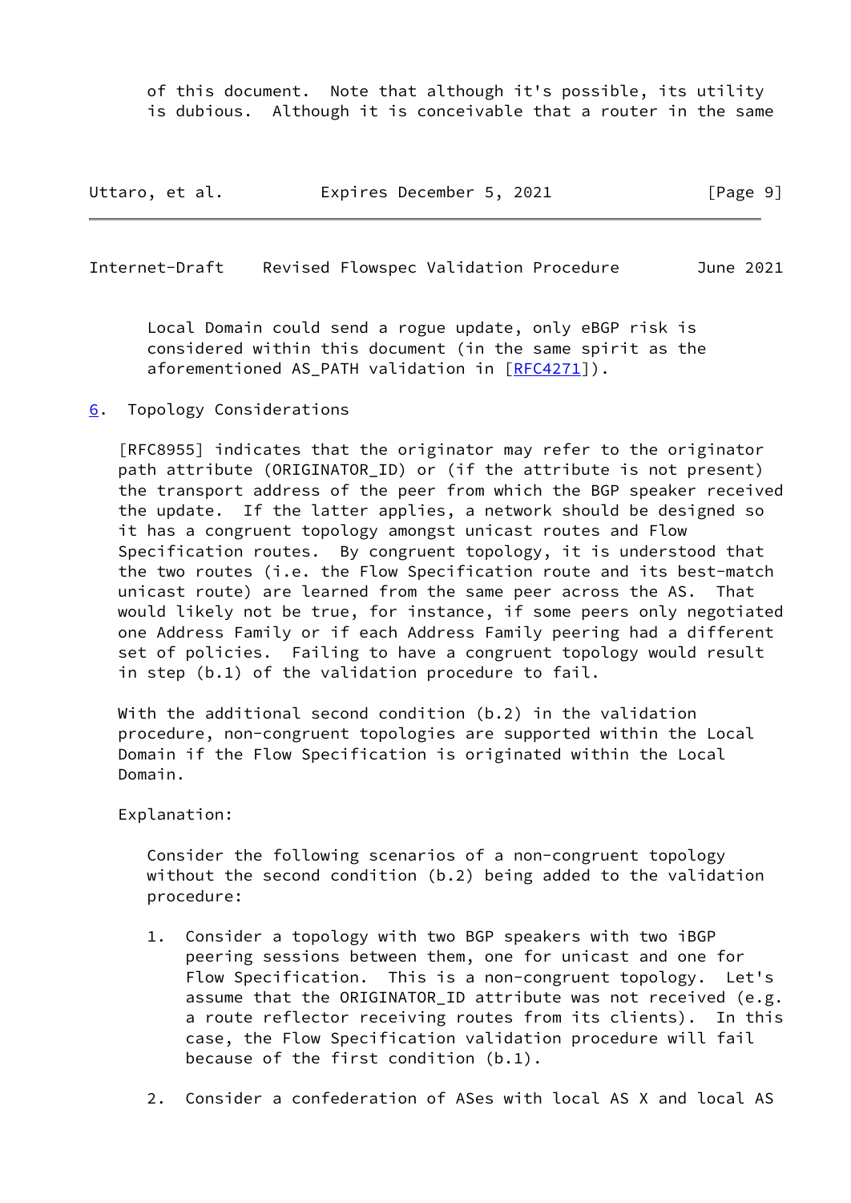of this document. Note that although it's possible, its utility is dubious. Although it is conceivable that a router in the same Local Domain could send a rogue update, only eBGP risk is considered within this document (in the same spirit as the aforementioned AS_PATH validation in [RFC4271]).

## 6. Topology Considerations

[RFC8955] indicates that the originator may refer to the originator path attribute (ORIGINATOR_ID) or (if the attribute is not present) the transport address of the peer from which the BGP speaker received the update. If the latter applies, a network should be designed so it has a congruent topology amongst unicast routes and Flow Specification routes. By congruent topology, it is understood that the two routes (i.e. the Flow Specification route and its best-match unicast route) are learned from the same peer across the AS. That would likely not be true, for instance, if some peers only negotiated one Address Family or if each Address Family peering had a different set of policies. Failing to have a congruent topology would result in step (b.1) of the validation procedure to fail.

With the additional second condition (b.2) in the validation procedure, non-congruent topologies are supported within the Local Domain if the Flow Specification is originated within the Local Domain.

Explanation:

Consider the following scenarios of a non-congruent topology without the second condition (b.2) being added to the validation procedure:

1. Consider a topology with two BGP speakers with two iBGP peering sessions between them, one for unicast and one for Flow Specification. This is a non-congruent topology. Let's assume that the ORIGINATOR_ID attribute was not received (e.g. a route reflector receiving routes from its clients). In this case, the Flow Specification validation procedure will fail because of the first condition (b.1).

2. Consider a confederation of ASes with local AS X and local AS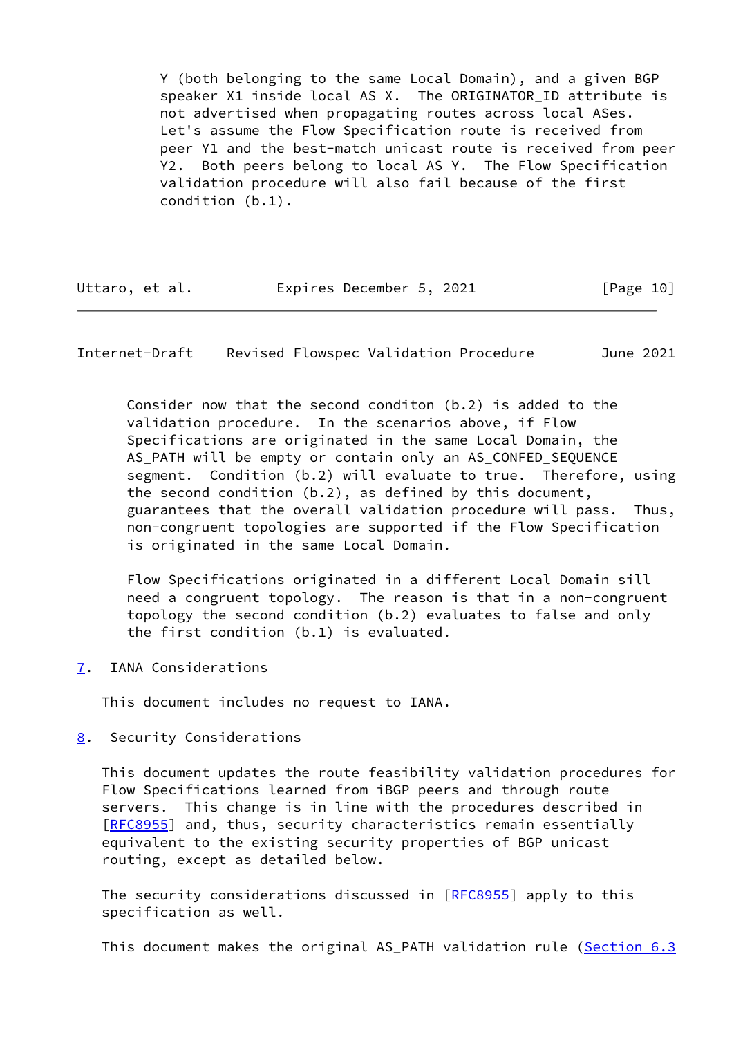Y (both belonging to the same Local Domain), and a given BGP speaker X1 inside local AS X. The ORIGINATOR_ID attribute is not advertised when propagating routes across local ASes. Let's assume the Flow Specification route is received from peer Y1 and the best-match unicast route is received from peer Y2. Both peers belong to local AS Y. The Flow Specification validation procedure will also fail because of the first condition (b.1).

Consider now that the second conditon (b.2) is added to the validation procedure. In the scenarios above, if Flow Specifications are originated in the same Local Domain, the AS_PATH will be empty or contain only an AS_CONFED_SEQUENCE segment. Condition (b.2) will evaluate to true. Therefore, using the second condition (b.2), as defined by this document, guarantees that the overall validation procedure will pass. Thus, non-congruent topologies are supported if the Flow Specification is originated in the same Local Domain.

Flow Specifications originated in a different Local Domain sill need a congruent topology. The reason is that in a non-congruent topology the second condition (b.2) evaluates to false and only the first condition (b.1) is evaluated.

## 7. IANA Considerations

This document includes no request to IANA.

## 8. Security Considerations

This document updates the route feasibility validation procedures for Flow Specifications learned from iBGP peers and through route servers. This change is in line with the procedures described in [RFC8955] and, thus, security characteristics remain essentially equivalent to the existing security properties of BGP unicast routing, except as detailed below.

The security considerations discussed in [RFC8955] apply to this specification as well.

This document makes the original AS_PATH validation rule (Section 6.3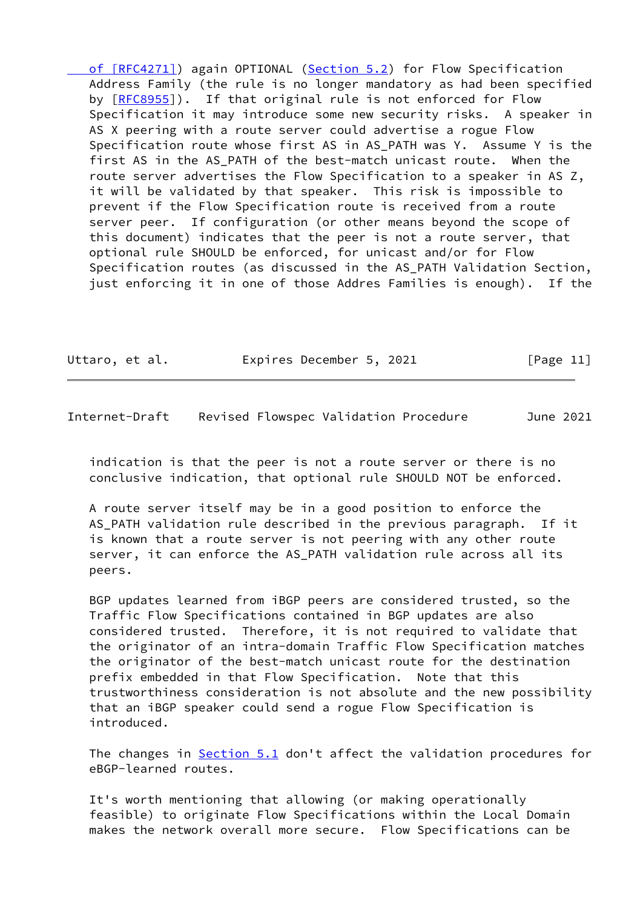of [RFC4271]) again OPTIONAL (Section 5.2) for Flow Specification Address Family (the rule is no longer mandatory as had been specified by [RFC8955]). If that original rule is not enforced for Flow Specification it may introduce some new security risks. A speaker in AS X peering with a route server could advertise a rogue Flow Specification route whose first AS in AS_PATH was Y. Assume Y is the first AS in the AS_PATH of the best-match unicast route. When the route server advertises the Flow Specification to a speaker in AS Z, it will be validated by that speaker. This risk is impossible to prevent if the Flow Specification route is received from a route server peer. If configuration (or other means beyond the scope of this document) indicates that the peer is not a route server, that optional rule SHOULD be enforced, for unicast and/or for Flow Specification routes (as discussed in the AS_PATH Validation Section, just enforcing it in one of those Addres Families is enough). If the indication is that the peer is not a route server or there is no conclusive indication, that optional rule SHOULD NOT be enforced.

A route server itself may be in a good position to enforce the AS_PATH validation rule described in the previous paragraph. If it is known that a route server is not peering with any other route server, it can enforce the AS_PATH validation rule across all its peers.

BGP updates learned from iBGP peers are considered trusted, so the Traffic Flow Specifications contained in BGP updates are also considered trusted. Therefore, it is not required to validate that the originator of an intra-domain Traffic Flow Specification matches the originator of the best-match unicast route for the destination prefix embedded in that Flow Specification. Note that this trustworthiness consideration is not absolute and the new possibility that an iBGP speaker could send a rogue Flow Specification is introduced.

The changes in Section 5.1 don't affect the validation procedures for eBGP-learned routes.

It's worth mentioning that allowing (or making operationally feasible) to originate Flow Specifications within the Local Domain makes the network overall more secure. Flow Specifications can be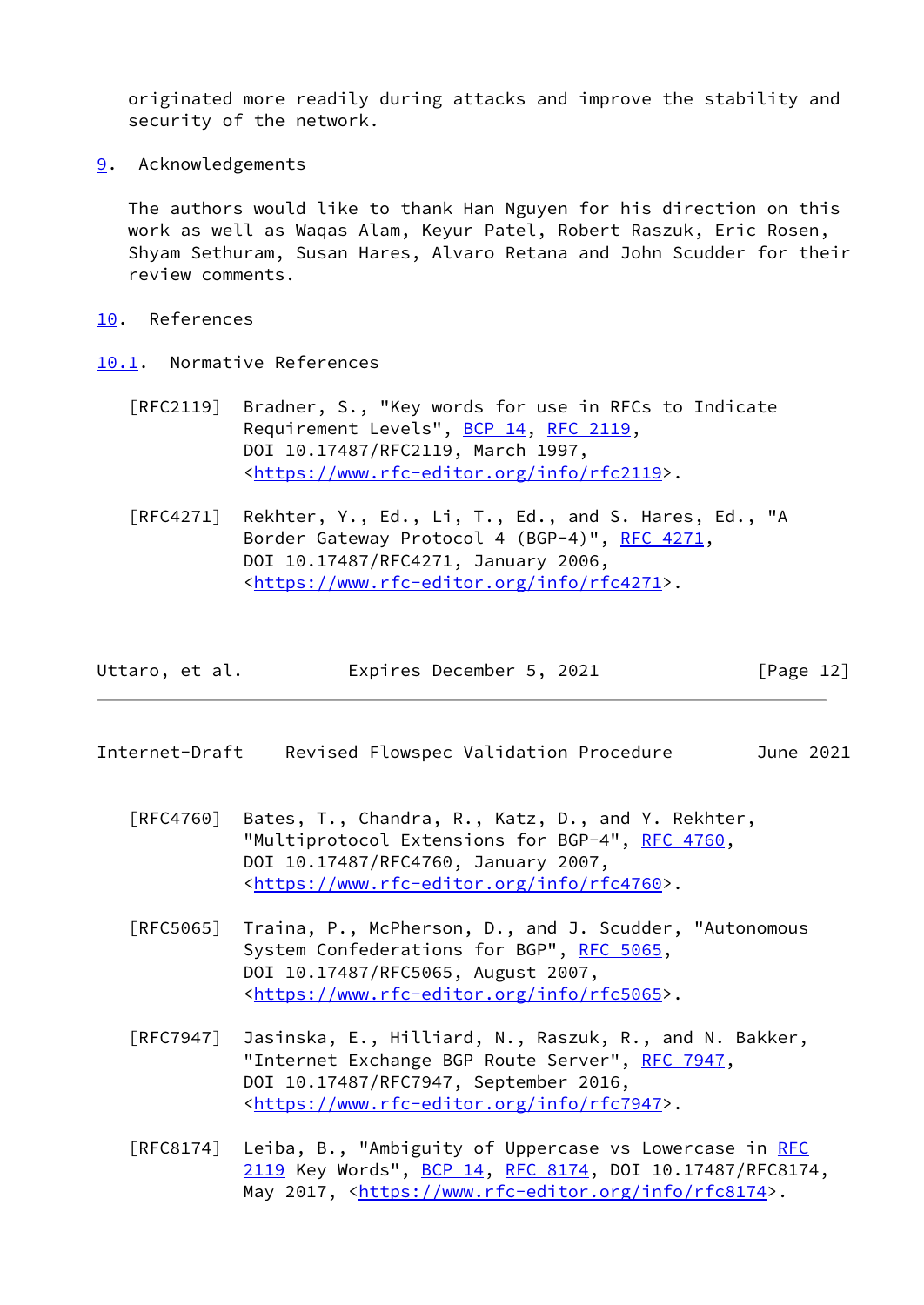originated more readily during attacks and improve the stability and security of the network.

## 9. Acknowledgements

The authors would like to thank Han Nguyen for his direction on this work as well as Waqas Alam, Keyur Patel, Robert Raszuk, Eric Rosen, Shyam Sethuram, Susan Hares, Alvaro Retana and John Scudder for their review comments.

## 10. References

### 10.1. Normative References

[RFC2119] Bradner, S., "Key words for use in RFCs to Indicate Requirement Levels", BCP 14, RFC 2119, DOI 10.17487/RFC2119, March 1997, <https://www.rfc-editor.org/info/rfc2119>.

[RFC4271] Rekhter, Y., Ed., Li, T., Ed., and S. Hares, Ed., "A Border Gateway Protocol 4 (BGP-4)", RFC 4271, DOI 10.17487/RFC4271, January 2006, <https://www.rfc-editor.org/info/rfc4271>.

[RFC4760] Bates, T., Chandra, R., Katz, D., and Y. Rekhter, "Multiprotocol Extensions for BGP-4", RFC 4760, DOI 10.17487/RFC4760, January 2007, <https://www.rfc-editor.org/info/rfc4760>.

[RFC5065] Traina, P., McPherson, D., and J. Scudder, "Autonomous System Confederations for BGP", RFC 5065, DOI 10.17487/RFC5065, August 2007, <https://www.rfc-editor.org/info/rfc5065>.

[RFC7947] Jasinska, E., Hilliard, N., Raszuk, R., and N. Bakker, "Internet Exchange BGP Route Server", RFC 7947, DOI 10.17487/RFC7947, September 2016, <https://www.rfc-editor.org/info/rfc7947>.

[RFC8174] Leiba, B., "Ambiguity of Uppercase vs Lowercase in RFC 2119 Key Words", BCP 14, RFC 8174, DOI 10.17487/RFC8174, May 2017, <https://www.rfc-editor.org/info/rfc8174>.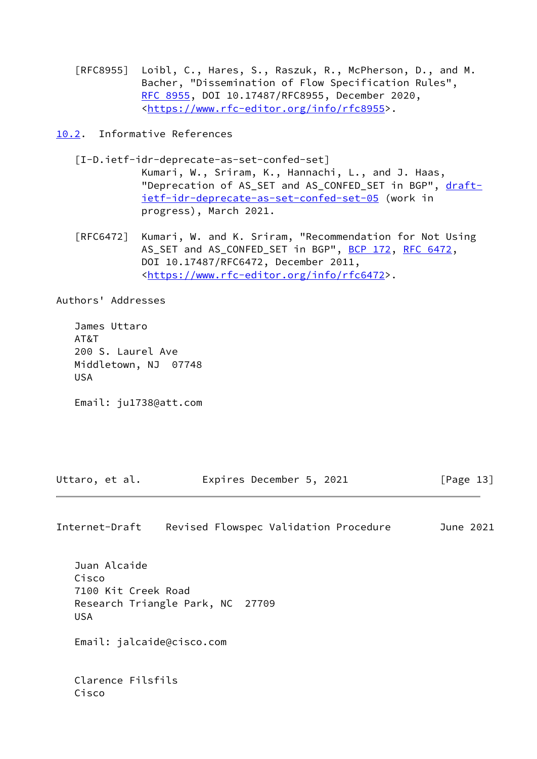[RFC8955] Loibl, C., Hares, S., Raszuk, R., McPherson, D., and M. Bacher, "Dissemination of Flow Specification Rules", RFC 8955, DOI 10.17487/RFC8955, December 2020, <https://www.rfc-editor.org/info/rfc8955>.

## 10.2. Informative References

[I-D.ietf-idr-deprecate-as-set-confed-set] Kumari, W., Sriram, K., Hannachi, L., and J. Haas, "Deprecation of AS_SET and AS_CONFED_SET in BGP", draft-ietf-idr-deprecate-as-set-confed-set-05 (work in progress), March 2021.

[RFC6472] Kumari, W. and K. Sriram, "Recommendation for Not Using AS_SET and AS_CONFED_SET in BGP", BCP 172, RFC 6472, DOI 10.17487/RFC6472, December 2011, <https://www.rfc-editor.org/info/rfc6472>.

## Authors' Addresses

James Uttaro
AT&T
200 S. Laurel Ave
Middletown, NJ 07748
USA

Email: ju1738@att.com

Juan Alcaide
Cisco
7100 Kit Creek Road
Research Triangle Park, NC 27709
USA

Email: jalcaide@cisco.com

Clarence Filsfils
Cisco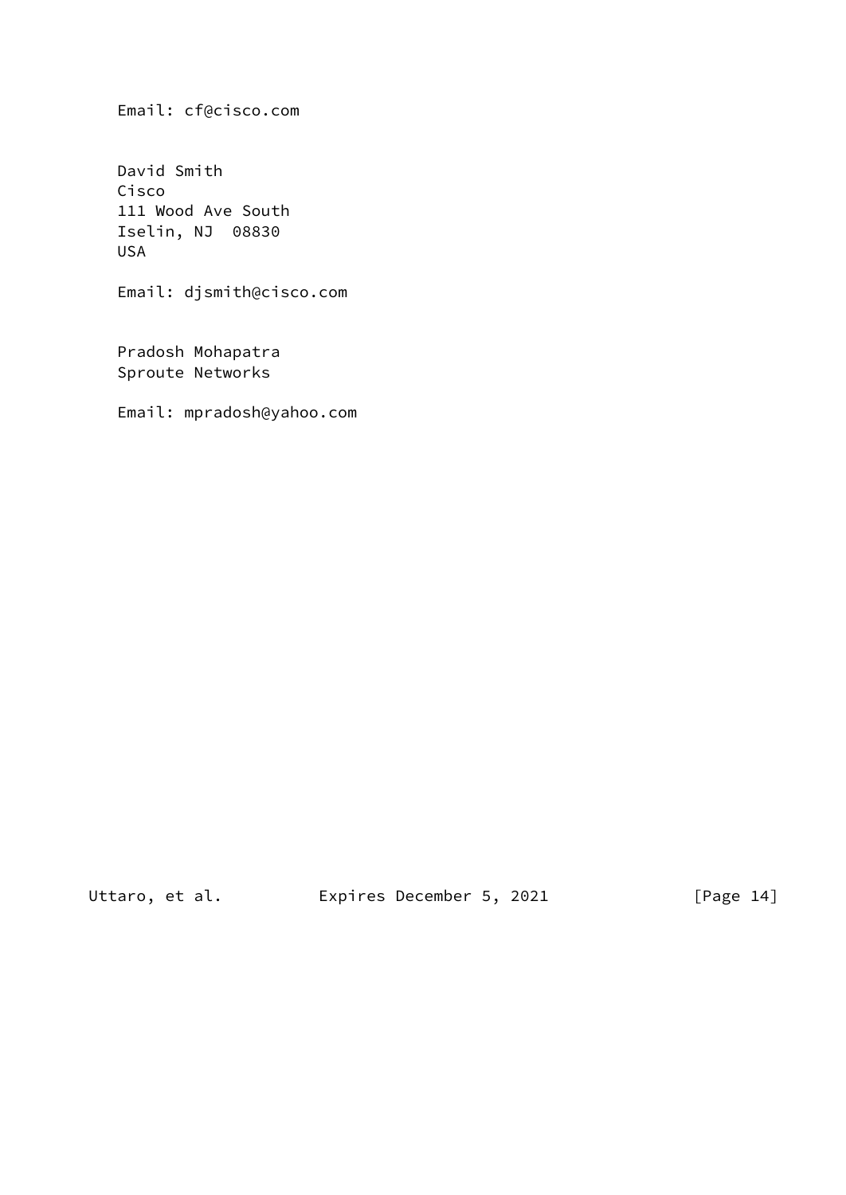Email: cf@cisco.com

David Smith
Cisco
111 Wood Ave South
Iselin, NJ  08830
USA

Email: djsmith@cisco.com

Pradosh Mohapatra
Sproute Networks

Email: mpradosh@yahoo.com